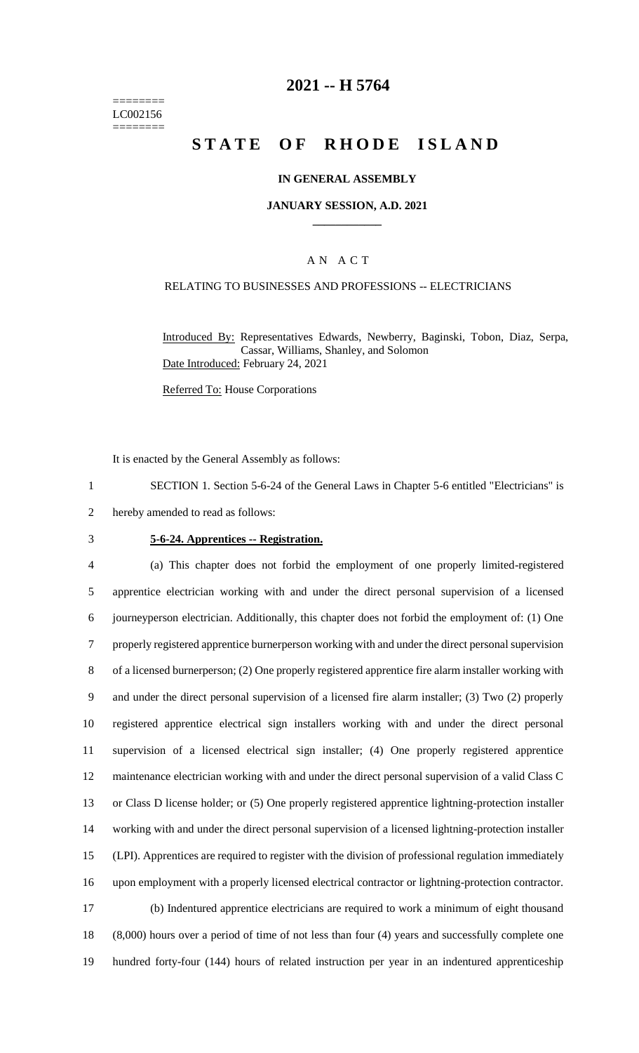========
LC002156
========

# 2021 -- H 5764

# STATE OF RHODE ISLAND

### IN GENERAL ASSEMBLY

### JANUARY SESSION, A.D. 2021

____________

A N A C T

RELATING TO BUSINESSES AND PROFESSIONS -- ELECTRICIANS

Introduced By: Representatives Edwards, Newberry, Baginski, Tobon, Diaz, Serpa, Cassar, Williams, Shanley, and Solomon

Date Introduced: February 24, 2021

Referred To: House Corporations

It is enacted by the General Assembly as follows:

SECTION 1. Section 5-6-24 of the General Laws in Chapter 5-6 entitled "Electricians" is hereby amended to read as follows:

**5-6-24. Apprentices -- Registration.**

(a) This chapter does not forbid the employment of one properly limited-registered apprentice electrician working with and under the direct personal supervision of a licensed journeyperson electrician. Additionally, this chapter does not forbid the employment of: (1) One properly registered apprentice burnerperson working with and under the direct personal supervision of a licensed burnerperson; (2) One properly registered apprentice fire alarm installer working with and under the direct personal supervision of a licensed fire alarm installer; (3) Two (2) properly registered apprentice electrical sign installers working with and under the direct personal supervision of a licensed electrical sign installer; (4) One properly registered apprentice maintenance electrician working with and under the direct personal supervision of a valid Class C or Class D license holder; or (5) One properly registered apprentice lightning-protection installer working with and under the direct personal supervision of a licensed lightning-protection installer (LPI). Apprentices are required to register with the division of professional regulation immediately upon employment with a properly licensed electrical contractor or lightning-protection contractor.

(b) Indentured apprentice electricians are required to work a minimum of eight thousand (8,000) hours over a period of time of not less than four (4) years and successfully complete one hundred forty-four (144) hours of related instruction per year in an indentured apprenticeship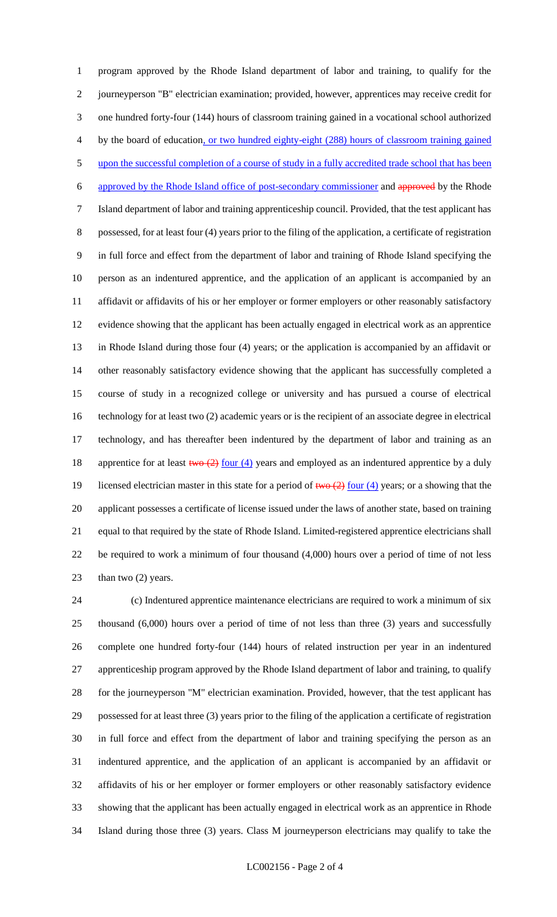program approved by the Rhode Island department of labor and training, to qualify for the journeyperson "B" electrician examination; provided, however, apprentices may receive credit for one hundred forty-four (144) hours of classroom training gained in a vocational school authorized by the board of education, or two hundred eighty-eight (288) hours of classroom training gained upon the successful completion of a course of study in a fully accredited trade school that has been approved by the Rhode Island office of post-secondary commissioner and ~~approved~~ by the Rhode Island department of labor and training apprenticeship council. Provided, that the test applicant has possessed, for at least four (4) years prior to the filing of the application, a certificate of registration in full force and effect from the department of labor and training of Rhode Island specifying the person as an indentured apprentice, and the application of an applicant is accompanied by an affidavit or affidavits of his or her employer or former employers or other reasonably satisfactory evidence showing that the applicant has been actually engaged in electrical work as an apprentice in Rhode Island during those four (4) years; or the application is accompanied by an affidavit or other reasonably satisfactory evidence showing that the applicant has successfully completed a course of study in a recognized college or university and has pursued a course of electrical technology for at least two (2) academic years or is the recipient of an associate degree in electrical technology, and has thereafter been indentured by the department of labor and training as an apprentice for at least ~~two (2)~~ four (4) years and employed as an indentured apprentice by a duly licensed electrician master in this state for a period of ~~two (2)~~ four (4) years; or a showing that the applicant possesses a certificate of license issued under the laws of another state, based on training equal to that required by the state of Rhode Island. Limited-registered apprentice electricians shall be required to work a minimum of four thousand (4,000) hours over a period of time of not less than two (2) years.

(c) Indentured apprentice maintenance electricians are required to work a minimum of six thousand (6,000) hours over a period of time of not less than three (3) years and successfully complete one hundred forty-four (144) hours of related instruction per year in an indentured apprenticeship program approved by the Rhode Island department of labor and training, to qualify for the journeyperson "M" electrician examination. Provided, however, that the test applicant has possessed for at least three (3) years prior to the filing of the application a certificate of registration in full force and effect from the department of labor and training specifying the person as an indentured apprentice, and the application of an applicant is accompanied by an affidavit or affidavits of his or her employer or former employers or other reasonably satisfactory evidence showing that the applicant has been actually engaged in electrical work as an apprentice in Rhode Island during those three (3) years. Class M journeyperson electricians may qualify to take the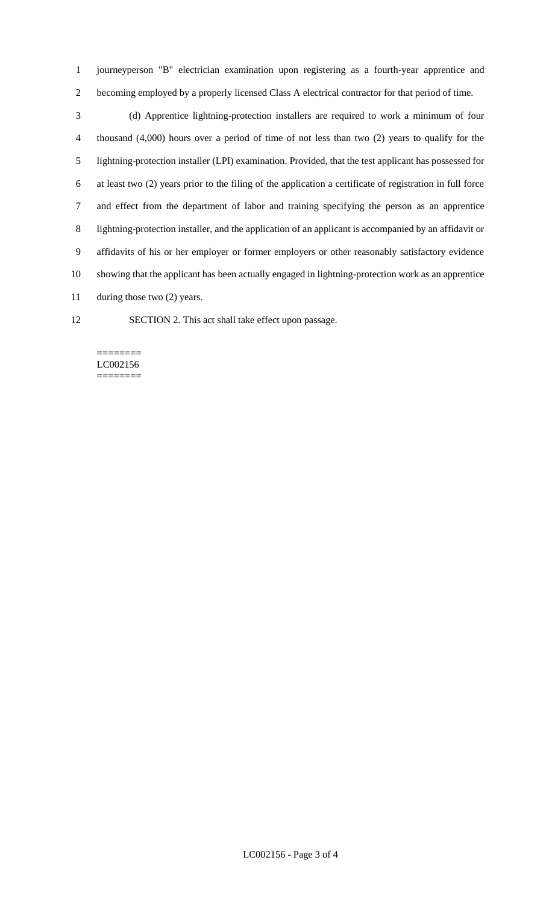journeyperson "B" electrician examination upon registering as a fourth-year apprentice and becoming employed by a properly licensed Class A electrical contractor for that period of time.

(d) Apprentice lightning-protection installers are required to work a minimum of four thousand (4,000) hours over a period of time of not less than two (2) years to qualify for the lightning-protection installer (LPI) examination. Provided, that the test applicant has possessed for at least two (2) years prior to the filing of the application a certificate of registration in full force and effect from the department of labor and training specifying the person as an apprentice lightning-protection installer, and the application of an applicant is accompanied by an affidavit or affidavits of his or her employer or former employers or other reasonably satisfactory evidence showing that the applicant has been actually engaged in lightning-protection work as an apprentice during those two (2) years.

SECTION 2. This act shall take effect upon passage.

========
LC002156
========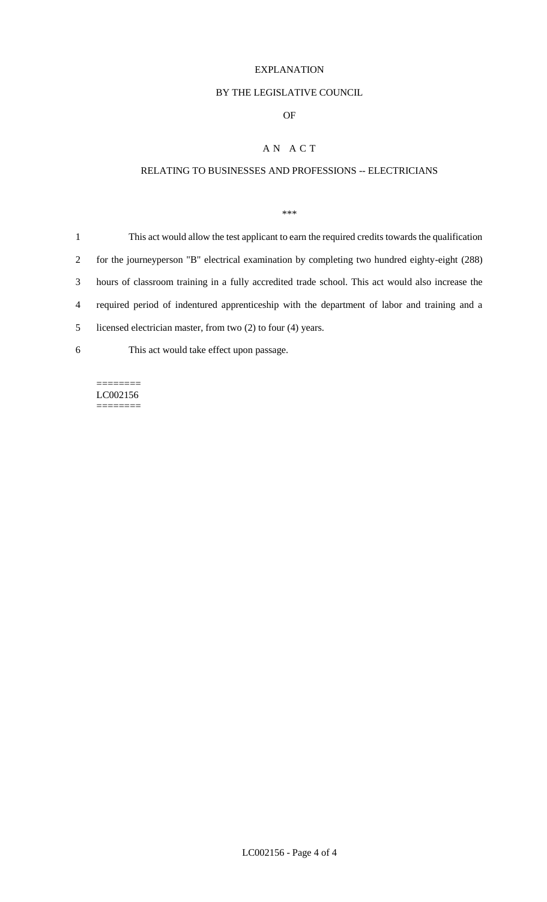EXPLANATION

BY THE LEGISLATIVE COUNCIL

OF

A N A C T

RELATING TO BUSINESSES AND PROFESSIONS -- ELECTRICIANS

\*\*\*

This act would allow the test applicant to earn the required credits towards the qualification for the journeyperson "B" electrical examination by completing two hundred eighty-eight (288) hours of classroom training in a fully accredited trade school. This act would also increase the required period of indentured apprenticeship with the department of labor and training and a licensed electrician master, from two (2) to four (4) years.

This act would take effect upon passage.

========
LC002156
========